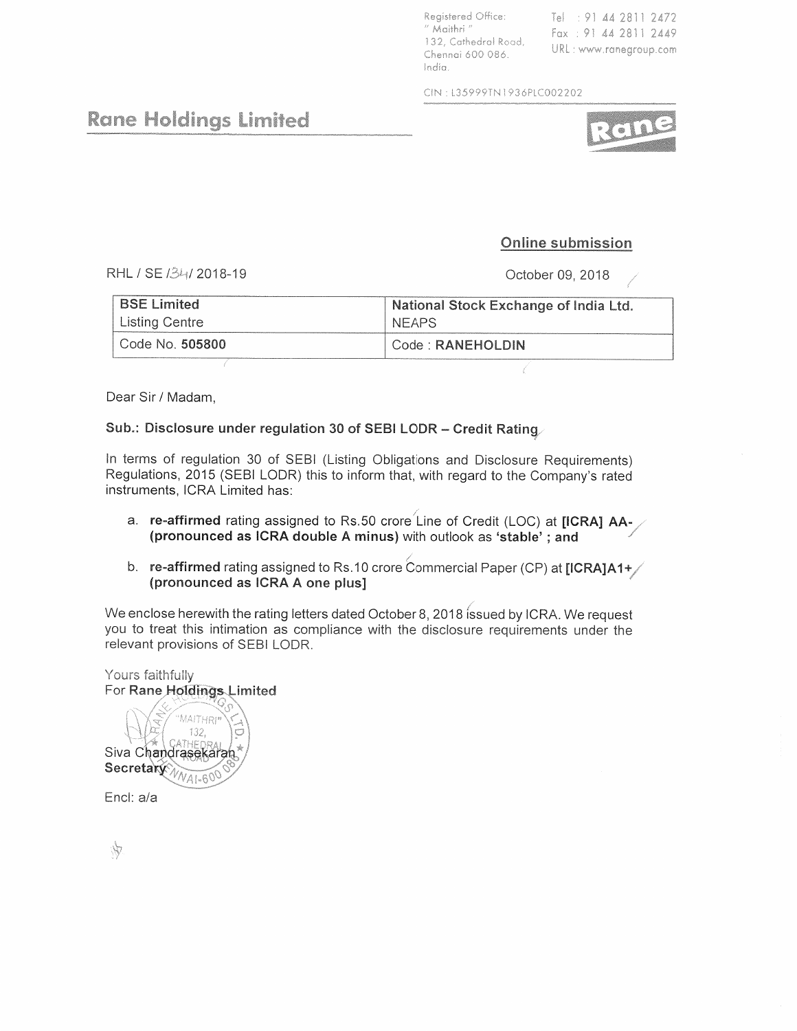Registered Office:
" Maithri "
132, Cathedral Road,
Chennai 600 086.
India.

Tel : 91 44 2811 2472
Fax : 91 44 2811 2449
URL : www.ranegroup.com

CIN : L35999TN1936PLC002202

# Rane Holdings Limited

**Online submission**

RHL / SE /34/ 2018-19

October 09, 2018

| **BSE Limited** Listing Centre | **National Stock Exchange of India Ltd.** NEAPS |
|---|---|
| Code No. **505800** | Code : **RANEHOLDIN** |

Dear Sir / Madam,

**Sub.: Disclosure under regulation 30 of SEBI LODR – Credit Rating**

In terms of regulation 30 of SEBI (Listing Obligations and Disclosure Requirements) Regulations, 2015 (SEBI LODR) this to inform that, with regard to the Company's rated instruments, ICRA Limited has:

a. **re-affirmed** rating assigned to Rs.50 crore Line of Credit (LOC) at **[ICRA] AA- (pronounced as ICRA double A minus)** with outlook as **'stable'** ; **and**

b. **re-affirmed** rating assigned to Rs.10 crore Commercial Paper (CP) at **[ICRA]A1+ (pronounced as ICRA A one plus]**

We enclose herewith the rating letters dated October 8, 2018 issued by ICRA. We request you to treat this intimation as compliance with the disclosure requirements under the relevant provisions of SEBI LODR.

Yours faithfully
For **Rane Holdings Limited**

Siva Chandrasekaran
**Secretary**

Encl: a/a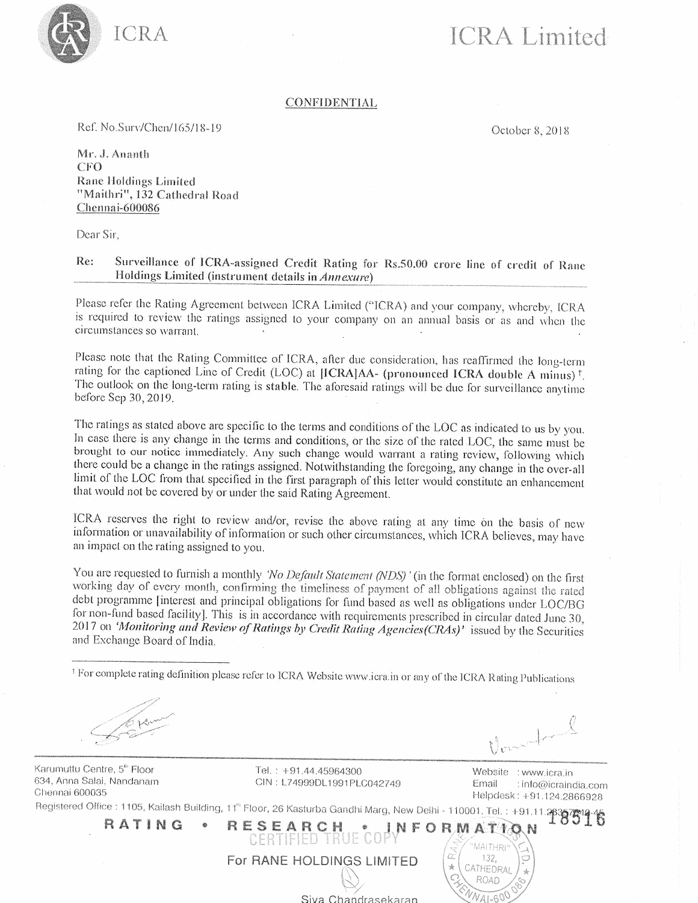ICRA

ICRA Limited

**CONFIDENTIAL**

Ref. No.Surv/Chen/165/18-19

October 8, 2018

**Mr. J. Ananth**
**CFO**
**Rane Holdings Limited**
**"Maithri", 132 Cathedral Road**
**Chennai-600086**

Dear Sir,

**Re: Surveillance of ICRA-assigned Credit Rating for Rs.50.00 crore line of credit of Rane Holdings Limited (instrument details in *Annexure*)**

Please refer the Rating Agreement between ICRA Limited ("ICRA) and your company, whereby, ICRA is required to review the ratings assigned to your company on an annual basis or as and when the circumstances so warrant.

Please note that the Rating Committee of ICRA, after due consideration, has reaffirmed the long-term rating for the captioned Line of Credit (LOC) at **[ICRA]AA- (pronounced ICRA double A minus)** [†]. The outlook on the long-term rating is **stable**. The aforesaid ratings will be due for surveillance anytime before Sep 30, 2019.

The ratings as stated above are specific to the terms and conditions of the LOC as indicated to us by you. In case there is any change in the terms and conditions, or the size of the rated LOC, the same must be brought to our notice immediately. Any such change would warrant a rating review, following which there could be a change in the ratings assigned. Notwithstanding the foregoing, any change in the over-all limit of the LOC from that specified in the first paragraph of this letter would constitute an enhancement that would not be covered by or under the said Rating Agreement.

ICRA reserves the right to review and/or, revise the above rating at any time on the basis of new information or unavailability of information or such other circumstances, which ICRA believes, may have an impact on the rating assigned to you.

You are requested to furnish a monthly *'No Default Statement (NDS)'* (in the format enclosed) on the first working day of every month, confirming the timeliness of payment of all obligations against the rated debt programme [interest and principal obligations for fund based as well as obligations under LOC/BG for non-fund based facility]. This is in accordance with requirements prescribed in circular dated June 30, 2017 on ***'Monitoring and Review of Ratings by Credit Rating Agencies(CRAs)'*** issued by the Securities and Exchange Board of India.

[†] For complete rating definition please refer to ICRA Website www.icra.in or any of the ICRA Rating Publications

Karumuttu Centre, 5th Floor
634, Anna Salai, Nandanam
Chennai 600035

Tel. : +91.44.45964300
CIN : L74999DL1991PLC042749

Website : www.icra.in
Email : info@icraindia.com
Helpdesk : +91.124.2866928

Registered Office : 1105, Kailash Building, 11th Floor, 26 Kasturba Gandhi Marg, New Delhi - 110001. Tel. : +91.11.23357940-45

RATING • RESEARCH • INFORMATION

18516

CERTIFIED TRUE COPY
For RANE HOLDINGS LIMITED

Siva Chandrasekaran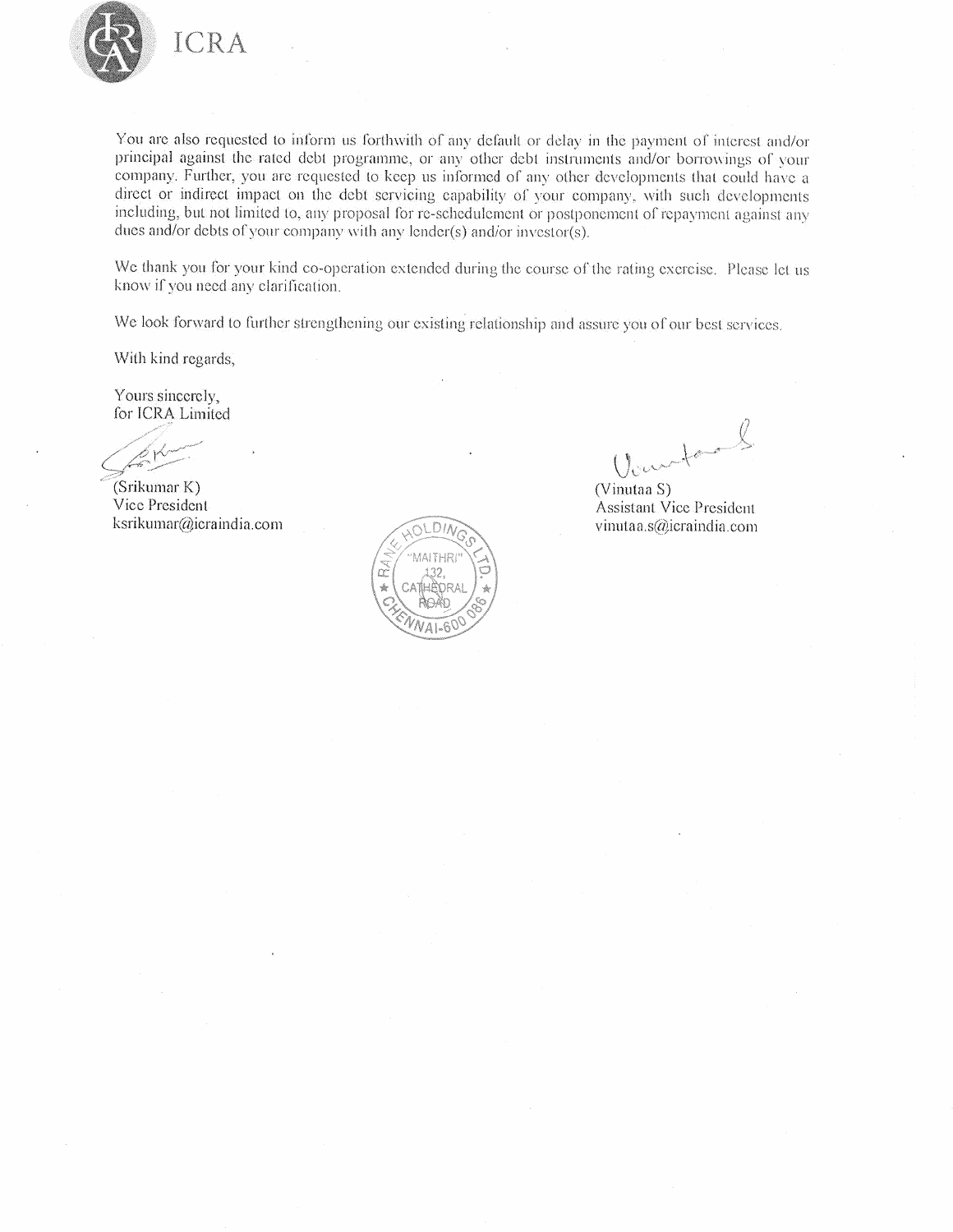You are also requested to inform us forthwith of any default or delay in the payment of interest and/or principal against the rated debt programme, or any other debt instruments and/or borrowings of your company. Further, you are requested to keep us informed of any other developments that could have a direct or indirect impact on the debt servicing capability of your company, with such developments including, but not limited to, any proposal for re-schedulement or postponement of repayment against any dues and/or debts of your company with any lender(s) and/or investor(s).

We thank you for your kind co-operation extended during the course of the rating exercise. Please let us know if you need any clarification.

We look forward to further strengthening our existing relationship and assure you of our best services.

With kind regards,

Yours sincerely,
for ICRA Limited

(Srikumar K)
Vice President
ksrikumar@icraindia.com

(Vinutaa S)
Assistant Vice President
vinutaa.s@icraindia.com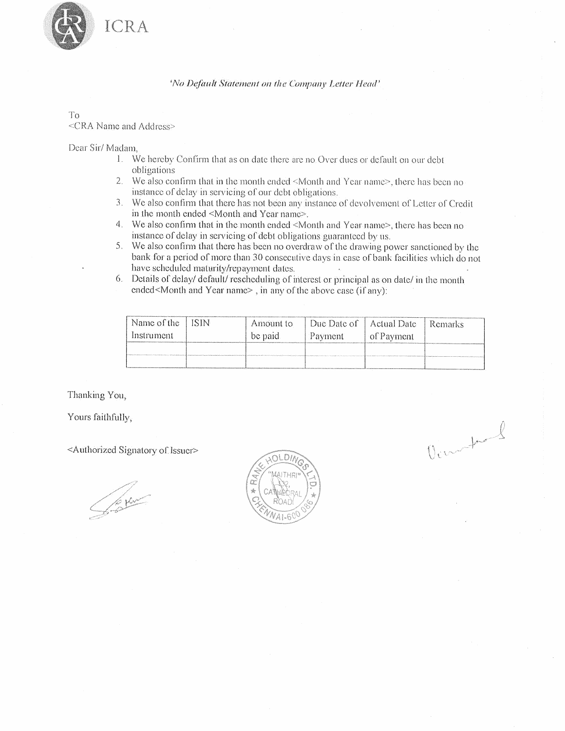ICRA

*'No Default Statement on the Company Letter Head'*

To
<CRA Name and Address>

Dear Sir/ Madam,

1. We hereby Confirm that as on date there are no Over dues or default on our debt obligations
2. We also confirm that in the month ended <Month and Year name>, there has been no instance of delay in servicing of our debt obligations.
3. We also confirm that there has not been any instance of devolvement of Letter of Credit in the month ended <Month and Year name>.
4. We also confirm that in the month ended <Month and Year name>, there has been no instance of delay in servicing of debt obligations guaranteed by us.
5. We also confirm that there has been no overdraw of the drawing power sanctioned by the bank for a period of more than 30 consecutive days in case of bank facilities which do not have scheduled maturity/repayment dates.
6. Details of delay/ default/ rescheduling of interest or principal as on date/ in the month ended<Month and Year name> , in any of the above case (if any):

| Name of the Instrument | ISIN | Amount to be paid | Due Date of Payment | Actual Date of Payment | Remarks |
|---|---|---|---|---|---|
| | | | | | |
| | | | | | |

Thanking You,

Yours faithfully,

<Authorized Signatory of Issuer>

RANE HOLDINGS LTD. "MAITHRI" 132, CATHEDRAL ROAD CHENNAI-600 086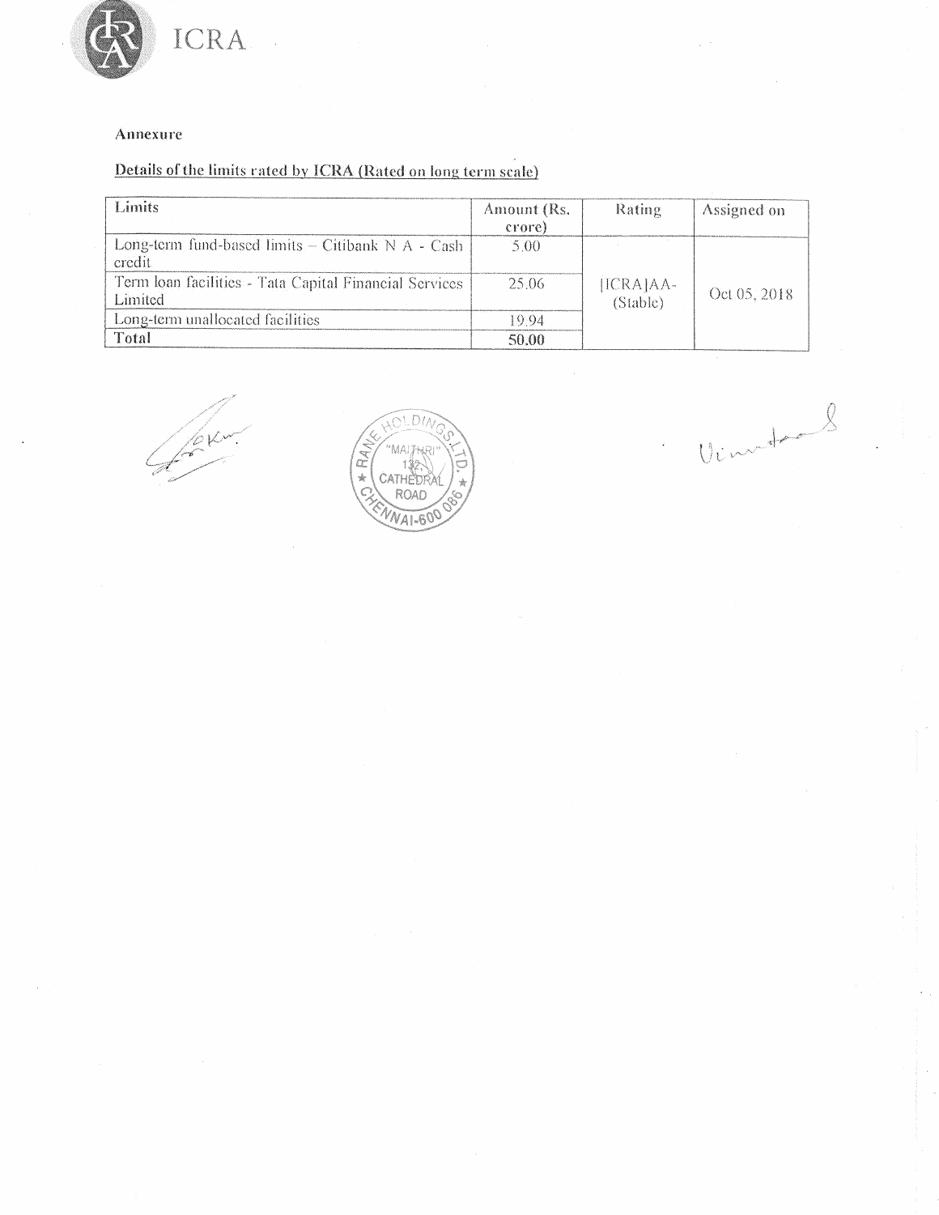**Annexure**

**Details of the limits rated by ICRA (Rated on long term scale)**

| Limits | Amount (Rs. crore) | Rating | Assigned on |
|---|---|---|---|
| Long-term fund-based limits – Citibank N A - Cash credit | 5.00 | [ICRA]AA- (Stable) | Oct 05, 2018 |
| Term loan facilities - Tata Capital Financial Services Limited | 25.06 | | |
| Long-term unallocated facilities | 19.94 | | |
| **Total** | **50.00** | | |

RANE HOLDINGS LTD. "MAITHRI" 132, CATHEDRAL ROAD CHENNAI-600 086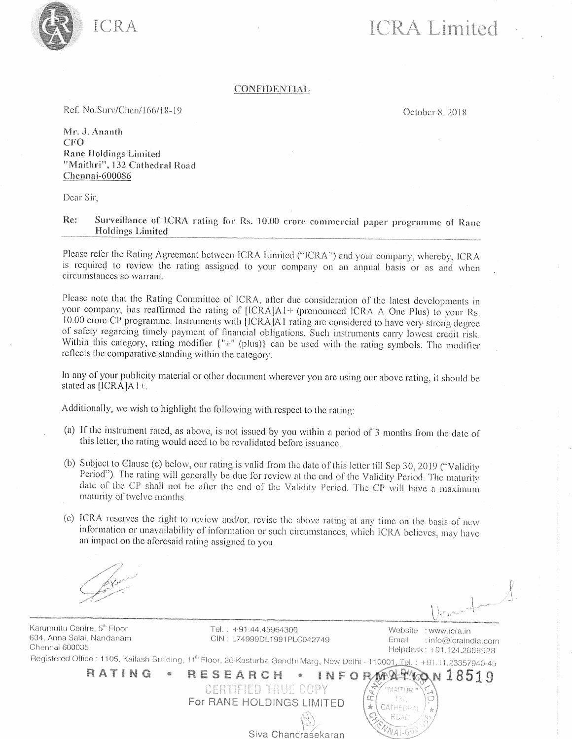ICRA

# ICRA Limited

**CONFIDENTIAL**

Ref. No.Surv/Chen/166/18-19

October 8, 2018

**Mr. J. Ananth**
**CFO**
**Rane Holdings Limited**
**"Maithri", 132 Cathedral Road**
**Chennai-600086**

Dear Sir,

**Re: Surveillance of ICRA rating for Rs. 10.00 crore commercial paper programme of Rane Holdings Limited**

Please refer the Rating Agreement between ICRA Limited ("ICRA") and your company, whereby, ICRA is required to review the rating assigned to your company on an annual basis or as and when circumstances so warrant.

Please note that the Rating Committee of ICRA, after due consideration of the latest developments in your company, has reaffirmed the rating of [ICRA]A1+ (pronounced ICRA A One Plus) to your Rs. 10.00 crore CP programme. Instruments with [ICRA]A1 rating are considered to have very strong degree of safety regarding timely payment of financial obligations. Such instruments carry lowest credit risk. Within this category, rating modifier {"+" (plus)} can be used with the rating symbols. The modifier reflects the comparative standing within the category.

In any of your publicity material or other document wherever you are using our above rating, it should be stated as [ICRA]A1+.

Additionally, we wish to highlight the following with respect to the rating:

(a) If the instrument rated, as above, is not issued by you within a period of 3 months from the date of this letter, the rating would need to be revalidated before issuance.

(b) Subject to Clause (c) below, our rating is valid from the date of this letter till Sep 30, 2019 ("Validity Period"). The rating will generally be due for review at the end of the Validity Period. The maturity date of the CP shall not be after the end of the Validity Period. The CP will have a maximum maturity of twelve months.

(c) ICRA reserves the right to review and/or, revise the above rating at any time on the basis of new information or unavailability of information or such circumstances, which ICRA believes, may have an impact on the aforesaid rating assigned to you.

Karumuttu Centre, 5th Floor
634, Anna Salai, Nandanam
Chennai 600035

Tel. : +91.44.45964300
CIN : L74999DL1991PLC042749

Website : www.icra.in
Email : info@icraindia.com
Helpdesk : +91.124.2866928

Registered Office : 1105, Kailash Building, 11th Floor, 26 Kasturba Gandhi Marg, New Delhi - 110001. Tel. : +91.11.23357940-45

RATING • RESEARCH • INFORMATION 18519

CERTIFIED TRUE COPY
For RANE HOLDINGS LIMITED

Siva Chandrasekaran